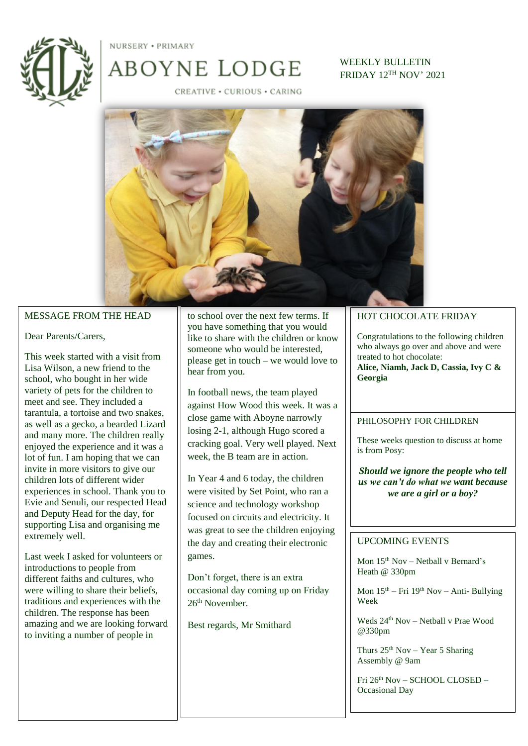NURSERY • PRIMARY

# ABOYNE LODGE

CREATIVE • CURIOUS • CARING

WEEKLY BULLETIN
FRIDAY 12TH NOV' 2021

## MESSAGE FROM THE HEAD

Dear Parents/Carers,

This week started with a visit from Lisa Wilson, a new friend to the school, who bought in her wide variety of pets for the children to meet and see. They included a tarantula, a tortoise and two snakes, as well as a gecko, a bearded Lizard and many more. The children really enjoyed the experience and it was a lot of fun. I am hoping that we can invite in more visitors to give our children lots of different wider experiences in school. Thank you to Evie and Senuli, our respected Head and Deputy Head for the day, for supporting Lisa and organising me extremely well.

Last week I asked for volunteers or introductions to people from different faiths and cultures, who were willing to share their beliefs, traditions and experiences with the children. The response has been amazing and we are looking forward to inviting a number of people in to school over the next few terms. If you have something that you would like to share with the children or know someone who would be interested, please get in touch – we would love to hear from you.

In football news, the team played against How Wood this week. It was a close game with Aboyne narrowly losing 2-1, although Hugo scored a cracking goal. Very well played. Next week, the B team are in action.

In Year 4 and 6 today, the children were visited by Set Point, who ran a science and technology workshop focused on circuits and electricity. It was great to see the children enjoying the day and creating their electronic games.

Don't forget, there is an extra occasional day coming up on Friday 26th November.

Best regards, Mr Smithard

## HOT CHOCOLATE FRIDAY

Congratulations to the following children who always go over and above and were treated to hot chocolate:
**Alice, Niamh, Jack D, Cassia, Ivy C & Georgia**

## PHILOSOPHY FOR CHILDREN

These weeks question to discuss at home is from Posy:

***Should we ignore the people who tell us we can't do what we want because we are a girl or a boy?***

## UPCOMING EVENTS

Mon 15th Nov – Netball v Bernard's Heath @ 330pm

Mon 15th – Fri 19th Nov – Anti- Bullying Week

Weds 24th Nov – Netball v Prae Wood @330pm

Thurs 25th Nov – Year 5 Sharing Assembly @ 9am

Fri 26th Nov – SCHOOL CLOSED – Occasional Day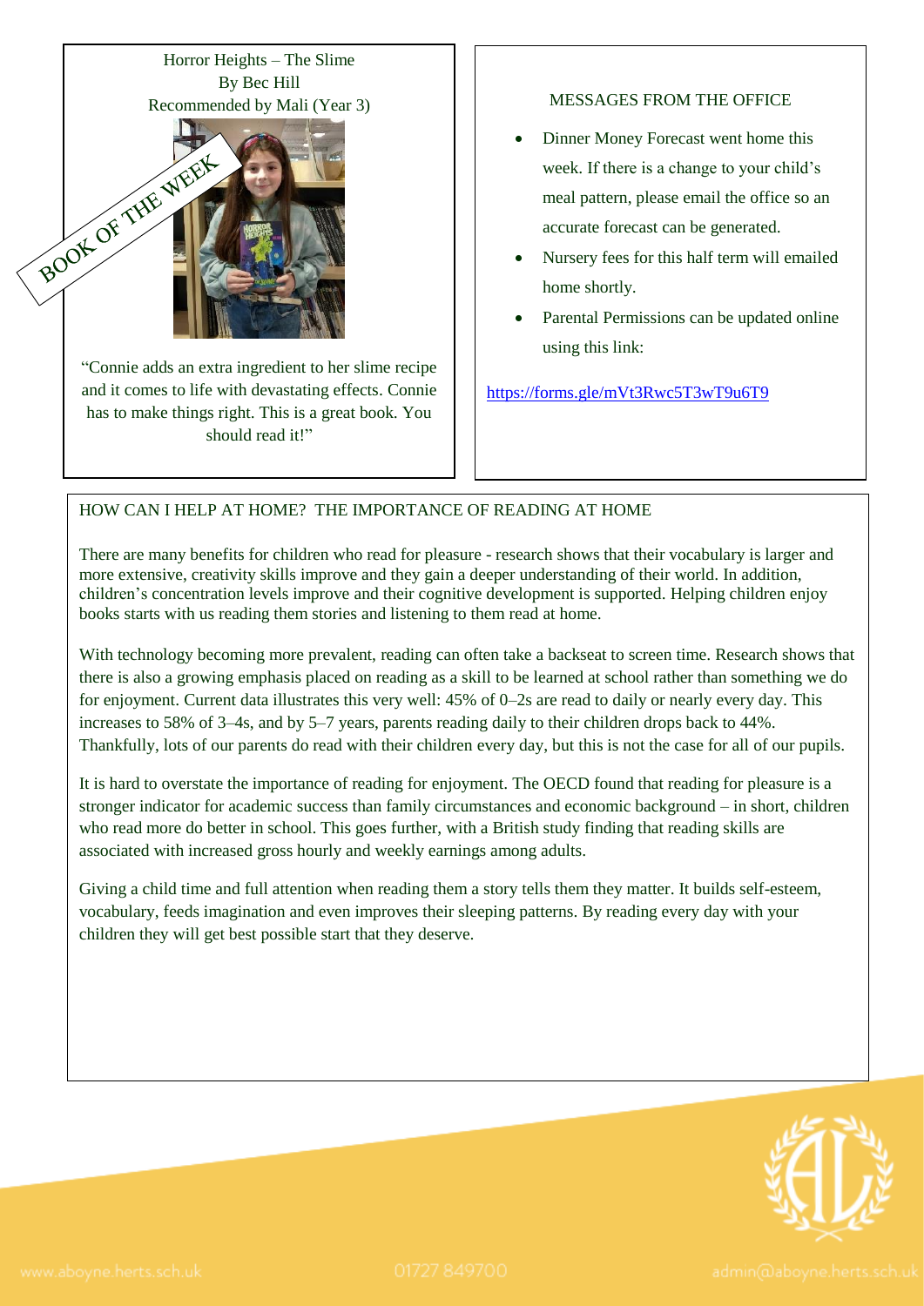Horror Heights – The Slime
By Bec Hill
Recommended by Mali (Year 3)

BOOK OF THE WEEK

"Connie adds an extra ingredient to her slime recipe and it comes to life with devastating effects. Connie has to make things right. This is a great book. You should read it!"

MESSAGES FROM THE OFFICE

- Dinner Money Forecast went home this week. If there is a change to your child's meal pattern, please email the office so an accurate forecast can be generated.
- Nursery fees for this half term will emailed home shortly.
- Parental Permissions can be updated online using this link:

https://forms.gle/mVt3Rwc5T3wT9u6T9

HOW CAN I HELP AT HOME? THE IMPORTANCE OF READING AT HOME

There are many benefits for children who read for pleasure - research shows that their vocabulary is larger and more extensive, creativity skills improve and they gain a deeper understanding of their world. In addition, children's concentration levels improve and their cognitive development is supported. Helping children enjoy books starts with us reading them stories and listening to them read at home.

With technology becoming more prevalent, reading can often take a backseat to screen time. Research shows that there is also a growing emphasis placed on reading as a skill to be learned at school rather than something we do for enjoyment. Current data illustrates this very well: 45% of 0–2s are read to daily or nearly every day. This increases to 58% of 3–4s, and by 5–7 years, parents reading daily to their children drops back to 44%. Thankfully, lots of our parents do read with their children every day, but this is not the case for all of our pupils.

It is hard to overstate the importance of reading for enjoyment. The OECD found that reading for pleasure is a stronger indicator for academic success than family circumstances and economic background – in short, children who read more do better in school. This goes further, with a British study finding that reading skills are associated with increased gross hourly and weekly earnings among adults.

Giving a child time and full attention when reading them a story tells them they matter. It builds self-esteem, vocabulary, feeds imagination and even improves their sleeping patterns. By reading every day with your children they will get best possible start that they deserve.